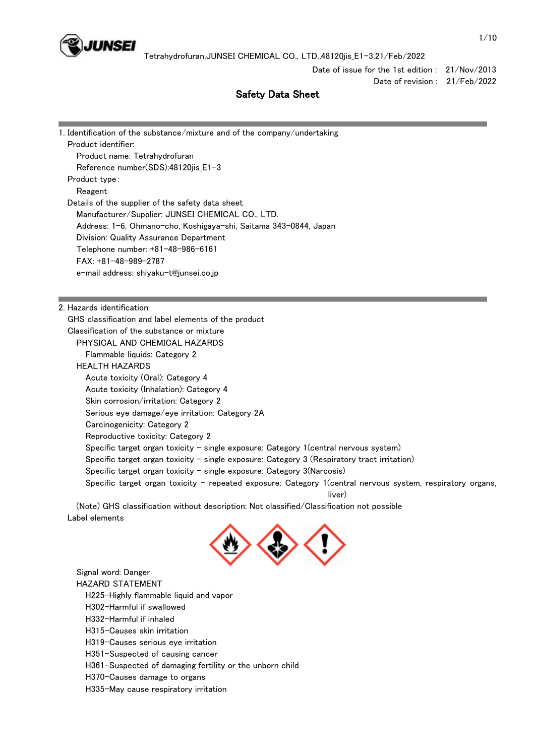Tetrahydrofuran,JUNSEI CHEMICAL CO., LTD.,48120jis_E1-3,21/Feb/2022

Date of issue for the 1st edition : 21/Nov/2013
Date of revision : 21/Feb/2022

# Safety Data Sheet

## 1. Identification of the substance/mixture and of the company/undertaking

Product identifier:

- Product name: Tetrahydrofuran
- Reference number(SDS):48120jis_E1-3

Product type:

- Reagent

Details of the supplier of the safety data sheet

- Manufacturer/Supplier: JUNSEI CHEMICAL CO., LTD.
- Address: 1-6, Ohmano-cho, Koshigaya-shi, Saitama 343-0844, Japan
- Division: Quality Assurance Department
- Telephone number: +81-48-986-6161
- FAX: +81-48-989-2787
- e-mail address: shiyaku-t@junsei.co.jp

## 2. Hazards identification

GHS classification and label elements of the product

Classification of the substance or mixture

PHYSICAL AND CHEMICAL HAZARDS

- Flammable liquids: Category 2

HEALTH HAZARDS

- Acute toxicity (Oral): Category 4
- Acute toxicity (Inhalation): Category 4
- Skin corrosion/irritation: Category 2
- Serious eye damage/eye irritation: Category 2A
- Carcinogenicity: Category 2
- Reproductive toxicity: Category 2
- Specific target organ toxicity - single exposure: Category 1(central nervous system)
- Specific target organ toxicity - single exposure: Category 3 (Respiratory tract irritation)
- Specific target organ toxicity - single exposure: Category 3(Narcosis)
- Specific target organ toxicity - repeated exposure: Category 1(central nervous system, respiratory organs, liver)

(Note) GHS classification without description: Not classified/Classification not possible

Label elements

Signal word: Danger

HAZARD STATEMENT

- H225-Highly flammable liquid and vapor
- H302-Harmful if swallowed
- H332-Harmful if inhaled
- H315-Causes skin irritation
- H319-Causes serious eye irritation
- H351-Suspected of causing cancer
- H361-Suspected of damaging fertility or the unborn child
- H370-Causes damage to organs
- H335-May cause respiratory irritation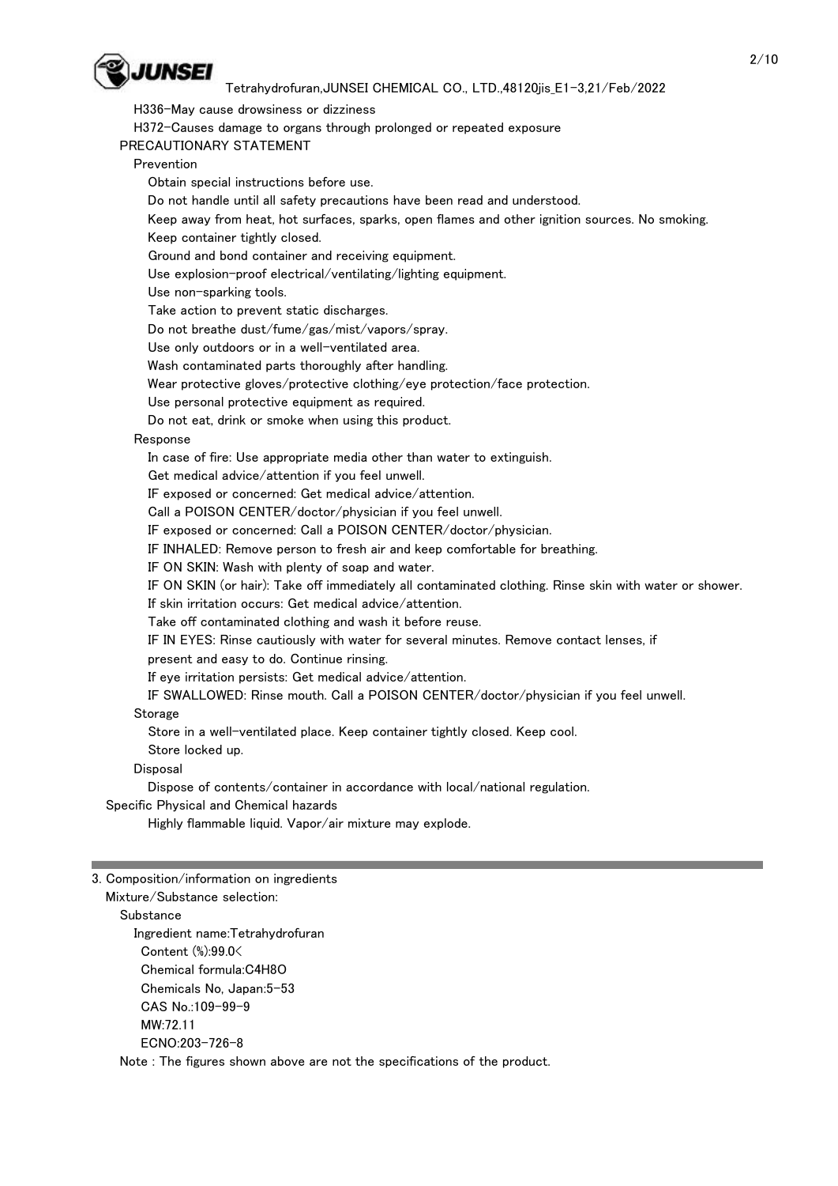H336-May cause drowsiness or dizziness

H372-Causes damage to organs through prolonged or repeated exposure

PRECAUTIONARY STATEMENT

Prevention

Obtain special instructions before use.

Do not handle until all safety precautions have been read and understood.

Keep away from heat, hot surfaces, sparks, open flames and other ignition sources. No smoking.

Keep container tightly closed.

Ground and bond container and receiving equipment.

Use explosion-proof electrical/ventilating/lighting equipment.

Use non-sparking tools.

Take action to prevent static discharges.

Do not breathe dust/fume/gas/mist/vapors/spray.

Use only outdoors or in a well-ventilated area.

Wash contaminated parts thoroughly after handling.

Wear protective gloves/protective clothing/eye protection/face protection.

Use personal protective equipment as required.

Do not eat, drink or smoke when using this product.

Response

In case of fire: Use appropriate media other than water to extinguish.

Get medical advice/attention if you feel unwell.

IF exposed or concerned: Get medical advice/attention.

Call a POISON CENTER/doctor/physician if you feel unwell.

IF exposed or concerned: Call a POISON CENTER/doctor/physician.

IF INHALED: Remove person to fresh air and keep comfortable for breathing.

IF ON SKIN: Wash with plenty of soap and water.

IF ON SKIN (or hair): Take off immediately all contaminated clothing. Rinse skin with water or shower.

If skin irritation occurs: Get medical advice/attention.

Take off contaminated clothing and wash it before reuse.

IF IN EYES: Rinse cautiously with water for several minutes. Remove contact lenses, if present and easy to do. Continue rinsing.

If eye irritation persists: Get medical advice/attention.

IF SWALLOWED: Rinse mouth. Call a POISON CENTER/doctor/physician if you feel unwell.

Storage

Store in a well-ventilated place. Keep container tightly closed. Keep cool.

Store locked up.

Disposal

Dispose of contents/container in accordance with local/national regulation.

Specific Physical and Chemical hazards

Highly flammable liquid. Vapor/air mixture may explode.

---

## 3. Composition/information on ingredients

Mixture/Substance selection:

Substance

Ingredient name:Tetrahydrofuran

Content (%):99.0<

Chemical formula:$C_4H_8O$

Chemicals No, Japan:5-53

CAS No.:109-99-9

MW:72.11

ECNO:203-726-8

Note : The figures shown above are not the specifications of the product.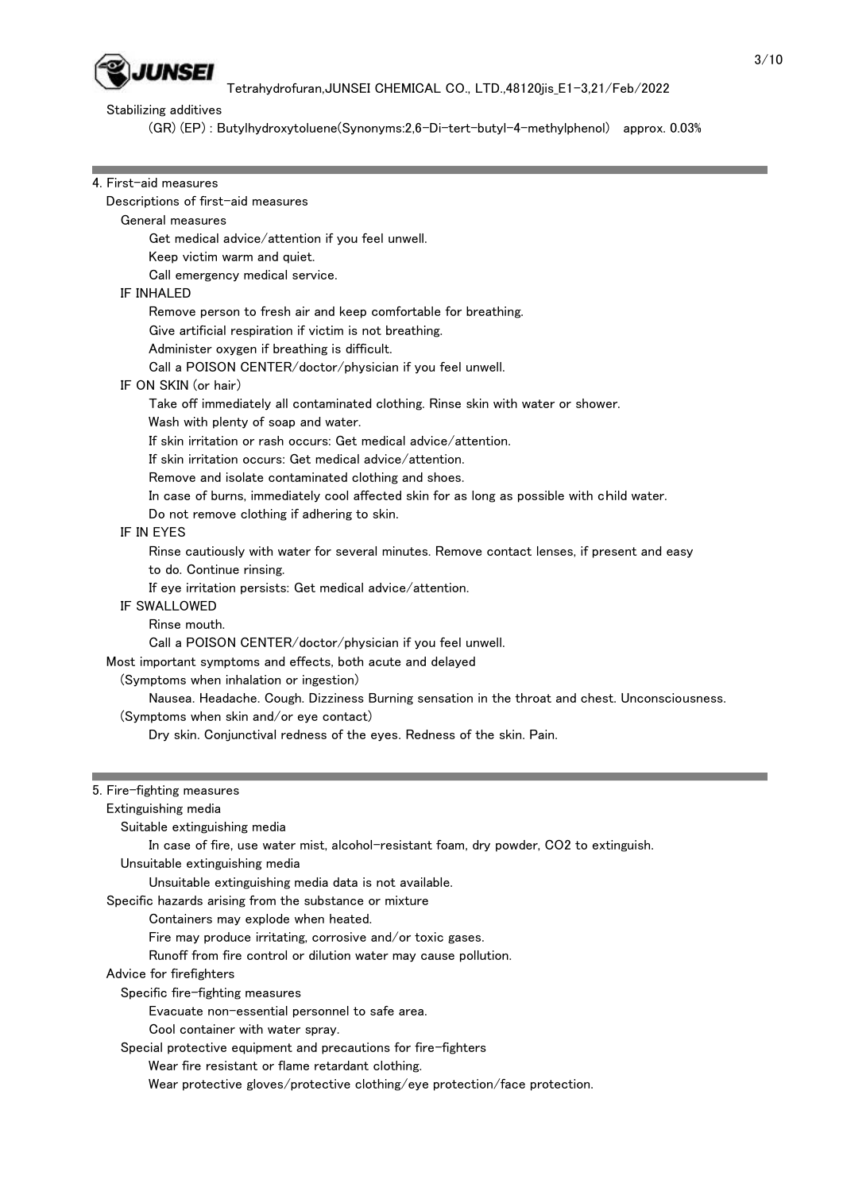Stabilizing additives

(GR) (EP) : Butylhydroxytoluene(Synonyms:2,6-Di-tert-butyl-4-methylphenol)　approx. 0.03%

## 4. First-aid measures

Descriptions of first-aid measures

General measures

- Get medical advice/attention if you feel unwell.
- Keep victim warm and quiet.
- Call emergency medical service.

IF INHALED

- Remove person to fresh air and keep comfortable for breathing.
- Give artificial respiration if victim is not breathing.
- Administer oxygen if breathing is difficult.
- Call a POISON CENTER/doctor/physician if you feel unwell.

IF ON SKIN (or hair)

- Take off immediately all contaminated clothing. Rinse skin with water or shower.
- Wash with plenty of soap and water.
- If skin irritation or rash occurs: Get medical advice/attention.
- If skin irritation occurs: Get medical advice/attention.
- Remove and isolate contaminated clothing and shoes.
- In case of burns, immediately cool affected skin for as long as possible with child water.
- Do not remove clothing if adhering to skin.

IF IN EYES

- Rinse cautiously with water for several minutes. Remove contact lenses, if present and easy to do. Continue rinsing.
- If eye irritation persists: Get medical advice/attention.

IF SWALLOWED

- Rinse mouth.
- Call a POISON CENTER/doctor/physician if you feel unwell.

Most important symptoms and effects, both acute and delayed

(Symptoms when inhalation or ingestion)

Nausea. Headache. Cough. Dizziness Burning sensation in the throat and chest. Unconsciousness.

(Symptoms when skin and/or eye contact)

Dry skin. Conjunctival redness of the eyes. Redness of the skin. Pain.

## 5. Fire-fighting measures

Extinguishing media

Suitable extinguishing media

In case of fire, use water mist, alcohol-resistant foam, dry powder, $CO_2$ to extinguish.

Unsuitable extinguishing media

Unsuitable extinguishing media data is not available.

Specific hazards arising from the substance or mixture

- Containers may explode when heated.
- Fire may produce irritating, corrosive and/or toxic gases.
- Runoff from fire control or dilution water may cause pollution.

Advice for firefighters

Specific fire-fighting measures

- Evacuate non-essential personnel to safe area.
- Cool container with water spray.

Special protective equipment and precautions for fire-fighters

- Wear fire resistant or flame retardant clothing.
- Wear protective gloves/protective clothing/eye protection/face protection.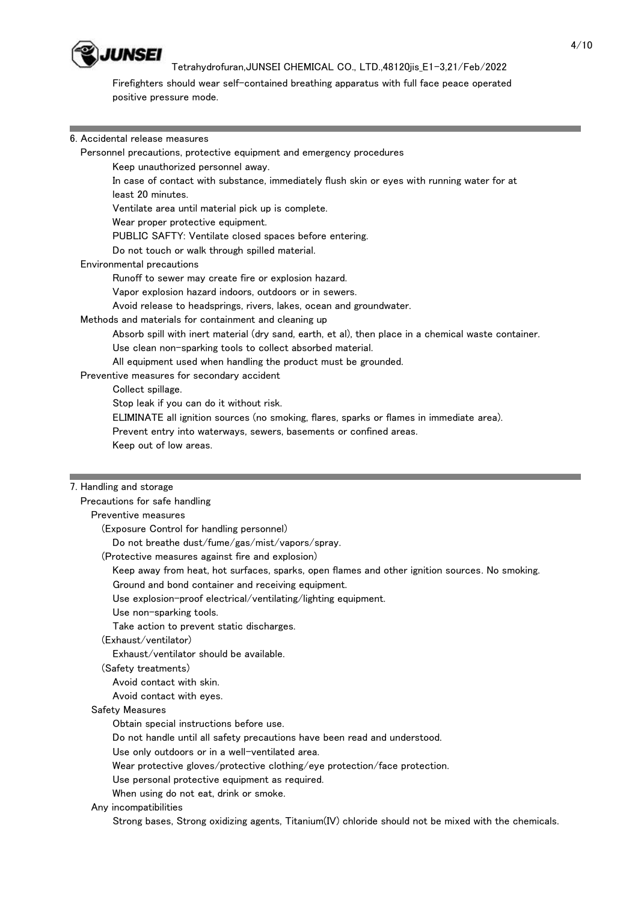Firefighters should wear self-contained breathing apparatus with full face peace operated positive pressure mode.

## 6. Accidental release measures

Personnel precautions, protective equipment and emergency procedures

Keep unauthorized personnel away.

In case of contact with substance, immediately flush skin or eyes with running water for at least 20 minutes.

Ventilate area until material pick up is complete.

Wear proper protective equipment.

PUBLIC SAFTY: Ventilate closed spaces before entering.

Do not touch or walk through spilled material.

Environmental precautions

Runoff to sewer may create fire or explosion hazard.

Vapor explosion hazard indoors, outdoors or in sewers.

Avoid release to headsprings, rivers, lakes, ocean and groundwater.

Methods and materials for containment and cleaning up

Absorb spill with inert material (dry sand, earth, et al), then place in a chemical waste container.

Use clean non-sparking tools to collect absorbed material.

All equipment used when handling the product must be grounded.

Preventive measures for secondary accident

Collect spillage.

Stop leak if you can do it without risk.

ELIMINATE all ignition sources (no smoking, flares, sparks or flames in immediate area).

Prevent entry into waterways, sewers, basements or confined areas.

Keep out of low areas.

## 7. Handling and storage

Precautions for safe handling

Preventive measures

(Exposure Control for handling personnel)

Do not breathe dust/fume/gas/mist/vapors/spray.

(Protective measures against fire and explosion)

Keep away from heat, hot surfaces, sparks, open flames and other ignition sources. No smoking.

Ground and bond container and receiving equipment.

Use explosion-proof electrical/ventilating/lighting equipment.

Use non-sparking tools.

Take action to prevent static discharges.

(Exhaust/ventilator)

Exhaust/ventilator should be available.

(Safety treatments)

Avoid contact with skin.

Avoid contact with eyes.

Safety Measures

Obtain special instructions before use.

Do not handle until all safety precautions have been read and understood.

Use only outdoors or in a well-ventilated area.

Wear protective gloves/protective clothing/eye protection/face protection.

Use personal protective equipment as required.

When using do not eat, drink or smoke.

Any incompatibilities

Strong bases, Strong oxidizing agents, Titanium(IV) chloride should not be mixed with the chemicals.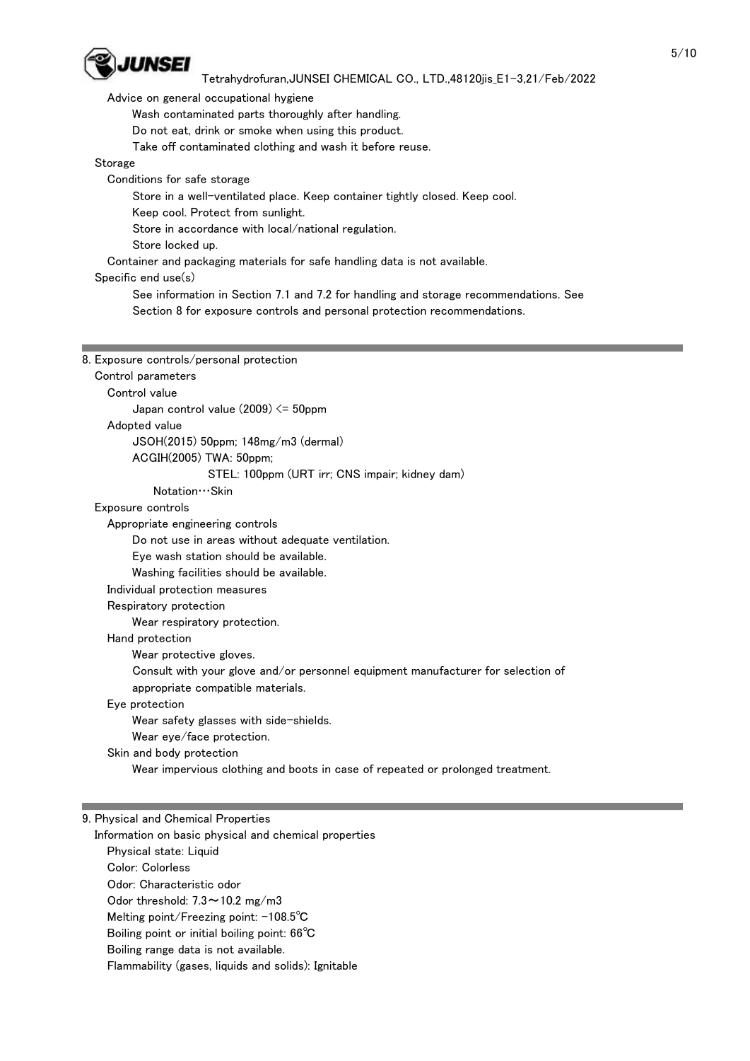Advice on general occupational hygiene

Wash contaminated parts thoroughly after handling.
Do not eat, drink or smoke when using this product.
Take off contaminated clothing and wash it before reuse.

Storage

Conditions for safe storage

Store in a well-ventilated place. Keep container tightly closed. Keep cool.
Keep cool. Protect from sunlight.
Store in accordance with local/national regulation.
Store locked up.

Container and packaging materials for safe handling data is not available.

Specific end use(s)

See information in Section 7.1 and 7.2 for handling and storage recommendations. See Section 8 for exposure controls and personal protection recommendations.

---

## 8. Exposure controls/personal protection

Control parameters

Control value

Japan control value (2009) <= 50ppm

Adopted value

JSOH(2015) 50ppm; 148mg/m3 (dermal)
ACGIH(2005) TWA: 50ppm;
STEL: 100ppm (URT irr; CNS impair; kidney dam)
Notation…Skin

Exposure controls

Appropriate engineering controls

Do not use in areas without adequate ventilation.
Eye wash station should be available.
Washing facilities should be available.

Individual protection measures

Respiratory protection

Wear respiratory protection.

Hand protection

Wear protective gloves.
Consult with your glove and/or personnel equipment manufacturer for selection of appropriate compatible materials.

Eye protection

Wear safety glasses with side-shields.
Wear eye/face protection.

Skin and body protection

Wear impervious clothing and boots in case of repeated or prolonged treatment.

---

## 9. Physical and Chemical Properties

Information on basic physical and chemical properties

Physical state: Liquid
Color: Colorless
Odor: Characteristic odor
Odor threshold: 7.3～10.2 mg/m3
Melting point/Freezing point: -108.5℃
Boiling point or initial boiling point: 66℃
Boiling range data is not available.
Flammability (gases, liquids and solids): Ignitable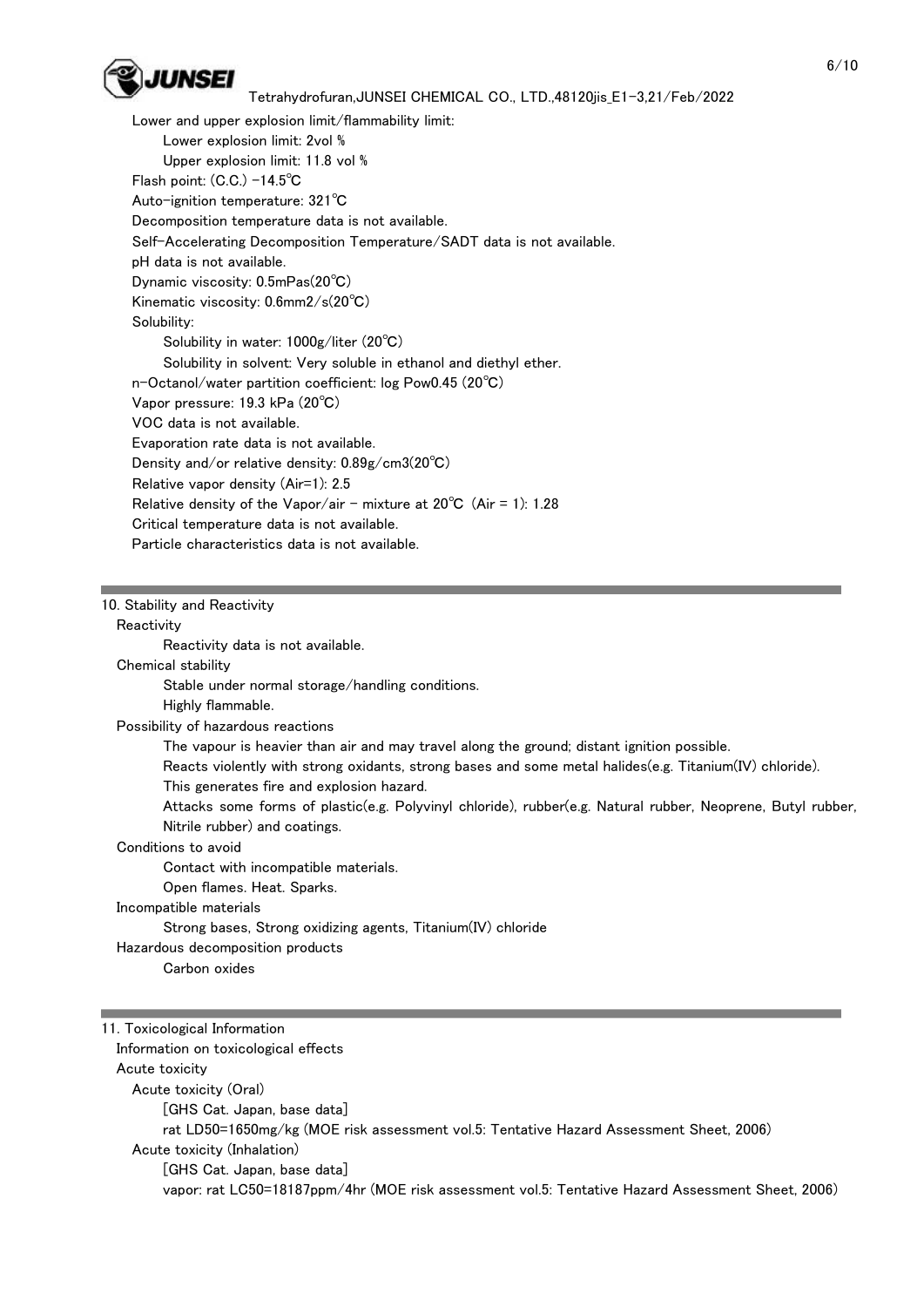Lower and upper explosion limit/flammability limit:

- Lower explosion limit: 2vol %
- Upper explosion limit: 11.8 vol %

Flash point: (C.C.) -14.5℃

Auto-ignition temperature: 321℃

Decomposition temperature data is not available.

Self-Accelerating Decomposition Temperature/SADT data is not available.

pH data is not available.

Dynamic viscosity: 0.5mPas(20℃)

Kinematic viscosity: 0.6mm2/s(20℃)

Solubility:

- Solubility in water: 1000g/liter (20℃)
- Solubility in solvent: Very soluble in ethanol and diethyl ether.

n-Octanol/water partition coefficient: log Pow0.45 (20℃)

Vapor pressure: 19.3 kPa (20℃)

VOC data is not available.

Evaporation rate data is not available.

Density and/or relative density: 0.89g/cm3(20℃)

Relative vapor density (Air=1): 2.5

Relative density of the Vapor/air - mixture at 20℃ (Air = 1): 1.28

Critical temperature data is not available.

Particle characteristics data is not available.

## 10. Stability and Reactivity

### Reactivity

Reactivity data is not available.

### Chemical stability

Stable under normal storage/handling conditions.

Highly flammable.

### Possibility of hazardous reactions

The vapour is heavier than air and may travel along the ground; distant ignition possible.

Reacts violently with strong oxidants, strong bases and some metal halides(e.g. Titanium(IV) chloride).

This generates fire and explosion hazard.

Attacks some forms of plastic(e.g. Polyvinyl chloride), rubber(e.g. Natural rubber, Neoprene, Butyl rubber, Nitrile rubber) and coatings.

### Conditions to avoid

Contact with incompatible materials.

Open flames. Heat. Sparks.

### Incompatible materials

Strong bases, Strong oxidizing agents, Titanium(IV) chloride

### Hazardous decomposition products

Carbon oxides

## 11. Toxicological Information

### Information on toxicological effects

### Acute toxicity

#### Acute toxicity (Oral)

[GHS Cat. Japan, base data]

rat LD50=1650mg/kg (MOE risk assessment vol.5: Tentative Hazard Assessment Sheet, 2006)

#### Acute toxicity (Inhalation)

[GHS Cat. Japan, base data]

vapor: rat LC50=18187ppm/4hr (MOE risk assessment vol.5: Tentative Hazard Assessment Sheet, 2006)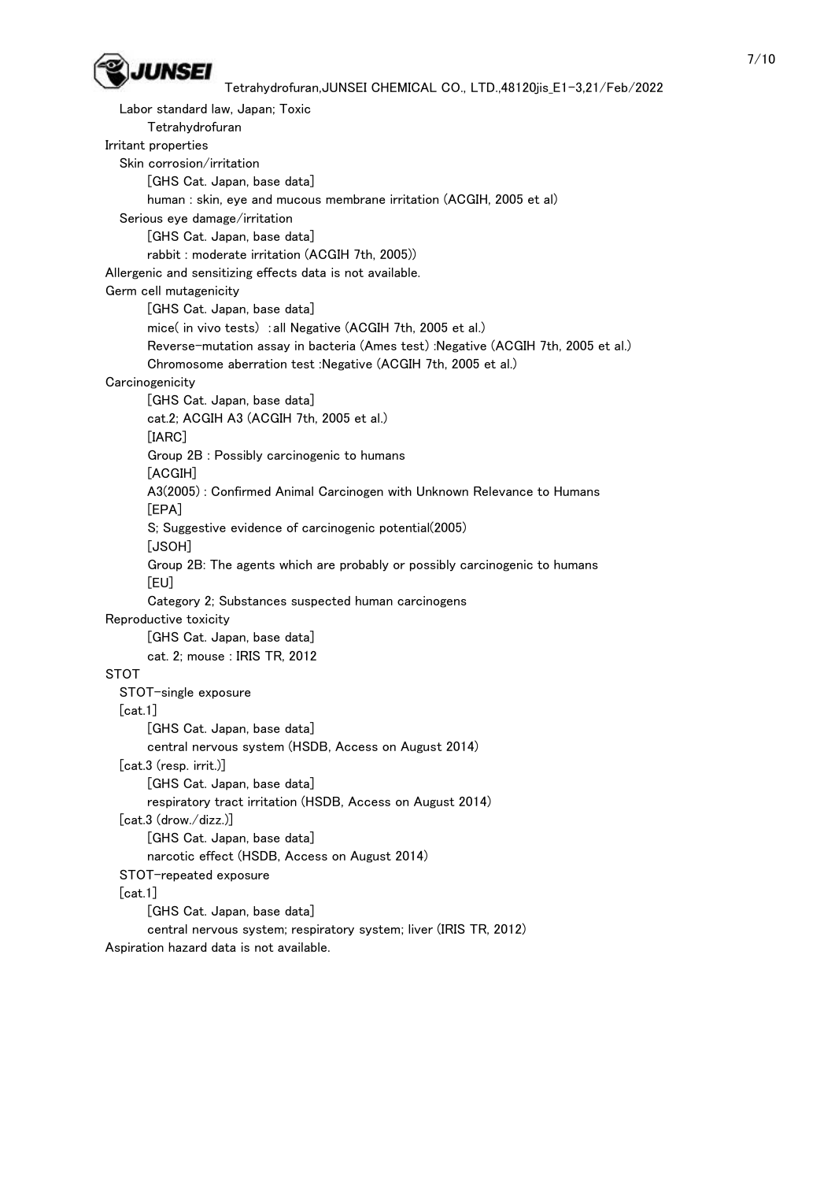Labor standard law, Japan; Toxic

Tetrahydrofuran

Irritant properties

Skin corrosion/irritation

[GHS Cat. Japan, base data]

human : skin, eye and mucous membrane irritation (ACGIH, 2005 et al)

Serious eye damage/irritation

[GHS Cat. Japan, base data]

rabbit : moderate irritation (ACGIH 7th, 2005))

Allergenic and sensitizing effects data is not available.

Germ cell mutagenicity

[GHS Cat. Japan, base data]

mice( in vivo tests) : all Negative (ACGIH 7th, 2005 et al.)

Reverse-mutation assay in bacteria (Ames test) :Negative (ACGIH 7th, 2005 et al.)

Chromosome aberration test :Negative (ACGIH 7th, 2005 et al.)

Carcinogenicity

[GHS Cat. Japan, base data]

cat.2; ACGIH A3 (ACGIH 7th, 2005 et al.)

[IARC]

Group 2B : Possibly carcinogenic to humans

[ACGIH]

A3(2005) : Confirmed Animal Carcinogen with Unknown Relevance to Humans

[EPA]

S; Suggestive evidence of carcinogenic potential(2005)

[JSOH]

Group 2B: The agents which are probably or possibly carcinogenic to humans

[EU]

Category 2; Substances suspected human carcinogens

Reproductive toxicity

[GHS Cat. Japan, base data]

cat. 2; mouse : IRIS TR, 2012

STOT

STOT-single exposure

[cat.1]

[GHS Cat. Japan, base data]

central nervous system (HSDB, Access on August 2014)

[cat.3 (resp. irrit.)]

[GHS Cat. Japan, base data]

respiratory tract irritation (HSDB, Access on August 2014)

[cat.3 (drow./dizz.)]

[GHS Cat. Japan, base data]

narcotic effect (HSDB, Access on August 2014)

STOT-repeated exposure

[cat.1]

[GHS Cat. Japan, base data]

central nervous system; respiratory system; liver (IRIS TR, 2012)

Aspiration hazard data is not available.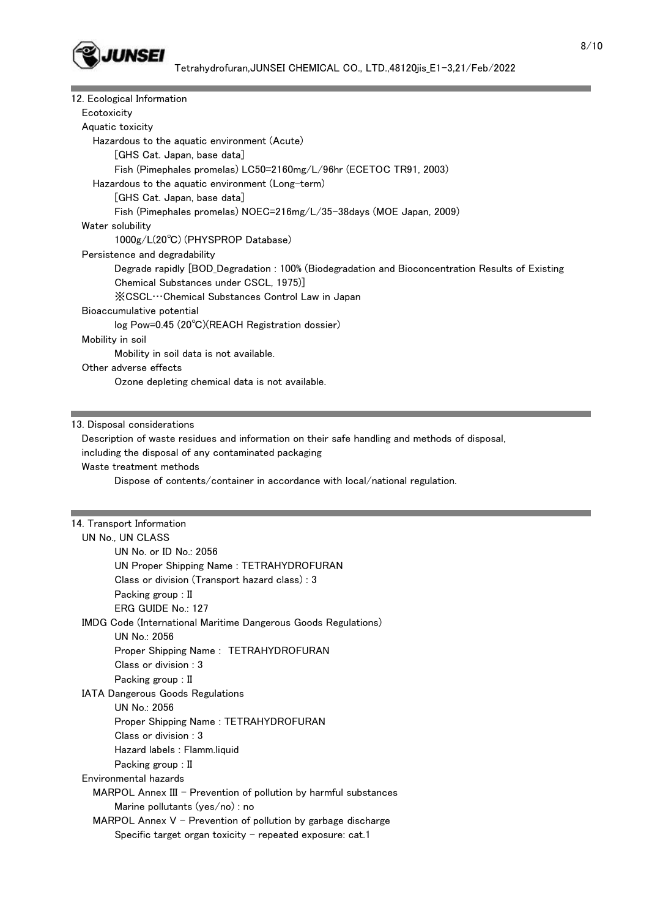## 12. Ecological Information

Ecotoxicity

Aquatic toxicity

Hazardous to the aquatic environment (Acute)

[GHS Cat. Japan, base data]

Fish (Pimephales promelas) LC50=2160mg/L/96hr (ECETOC TR91, 2003)

Hazardous to the aquatic environment (Long-term)

[GHS Cat. Japan, base data]

Fish (Pimephales promelas) NOEC=216mg/L/35-38days (MOE Japan, 2009)

Water solubility

1000g/L(20℃) (PHYSPROP Database)

Persistence and degradability

Degrade rapidly [BOD_Degradation : 100% (Biodegradation and Bioconcentration Results of Existing Chemical Substances under CSCL, 1975)]

※CSCL…Chemical Substances Control Law in Japan

Bioaccumulative potential

log Pow=0.45 (20℃)(REACH Registration dossier)

Mobility in soil

Mobility in soil data is not available.

Other adverse effects

Ozone depleting chemical data is not available.

## 13. Disposal considerations

Description of waste residues and information on their safe handling and methods of disposal, including the disposal of any contaminated packaging

Waste treatment methods

Dispose of contents/container in accordance with local/national regulation.

## 14. Transport Information

UN No., UN CLASS

UN No. or ID No.: 2056

UN Proper Shipping Name : TETRAHYDROFURAN

Class or division (Transport hazard class) : 3

Packing group : II

ERG GUIDE No.: 127

IMDG Code (International Maritime Dangerous Goods Regulations)

UN No.: 2056

Proper Shipping Name : TETRAHYDROFURAN

Class or division : 3

Packing group : II

IATA Dangerous Goods Regulations

UN No.: 2056

Proper Shipping Name : TETRAHYDROFURAN

Class or division : 3

Hazard labels : Flamm.liquid

Packing group : II

Environmental hazards

MARPOL Annex III - Prevention of pollution by harmful substances

Marine pollutants (yes/no) : no

MARPOL Annex V - Prevention of pollution by garbage discharge

Specific target organ toxicity - repeated exposure: cat.1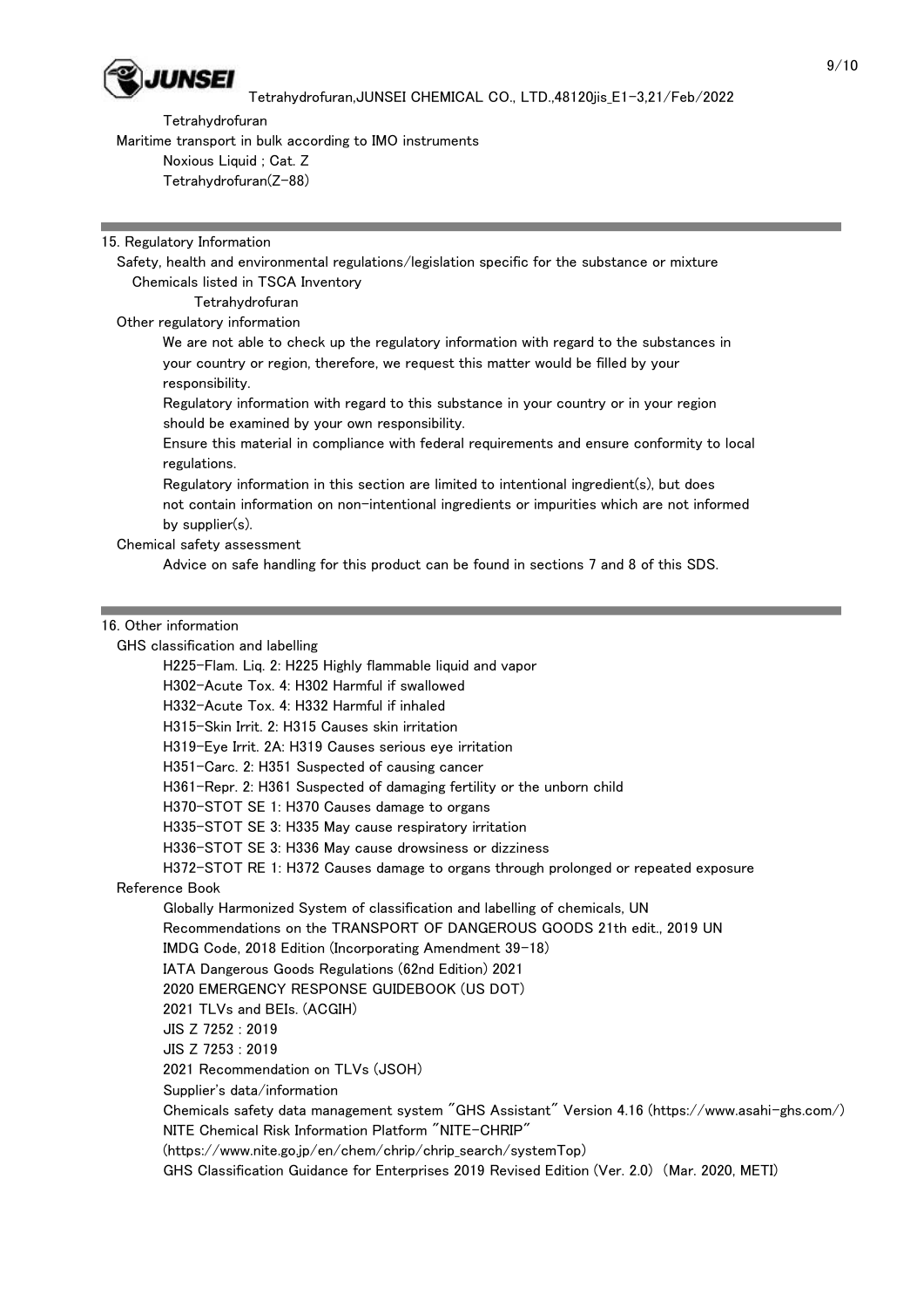Tetrahydrofuran

Maritime transport in bulk according to IMO instruments

Noxious Liquid ; Cat. Z

Tetrahydrofuran(Z-88)

## 15. Regulatory Information

Safety, health and environmental regulations/legislation specific for the substance or mixture

Chemicals listed in TSCA Inventory

Tetrahydrofuran

Other regulatory information

We are not able to check up the regulatory information with regard to the substances in your country or region, therefore, we request this matter would be filled by your responsibility.

Regulatory information with regard to this substance in your country or in your region should be examined by your own responsibility.

Ensure this material in compliance with federal requirements and ensure conformity to local regulations.

Regulatory information in this section are limited to intentional ingredient(s), but does not contain information on non-intentional ingredients or impurities which are not informed by supplier(s).

Chemical safety assessment

Advice on safe handling for this product can be found in sections 7 and 8 of this SDS.

## 16. Other information

GHS classification and labelling

H225-Flam. Liq. 2: H225 Highly flammable liquid and vapor

H302-Acute Tox. 4: H302 Harmful if swallowed

H332-Acute Tox. 4: H332 Harmful if inhaled

H315-Skin Irrit. 2: H315 Causes skin irritation

H319-Eye Irrit. 2A: H319 Causes serious eye irritation

H351-Carc. 2: H351 Suspected of causing cancer

H361-Repr. 2: H361 Suspected of damaging fertility or the unborn child

H370-STOT SE 1: H370 Causes damage to organs

H335-STOT SE 3: H335 May cause respiratory irritation

H336-STOT SE 3: H336 May cause drowsiness or dizziness

H372-STOT RE 1: H372 Causes damage to organs through prolonged or repeated exposure

Reference Book

Globally Harmonized System of classification and labelling of chemicals, UN

Recommendations on the TRANSPORT OF DANGEROUS GOODS 21th edit., 2019 UN

IMDG Code, 2018 Edition (Incorporating Amendment 39-18)

IATA Dangerous Goods Regulations (62nd Edition) 2021

2020 EMERGENCY RESPONSE GUIDEBOOK (US DOT)

2021 TLVs and BEIs. (ACGIH)

JIS Z 7252 : 2019

JIS Z 7253 : 2019

2021 Recommendation on TLVs (JSOH)

Supplier's data/information

Chemicals safety data management system "GHS Assistant" Version 4.16 (https://www.asahi-ghs.com/)

NITE Chemical Risk Information Platform "NITE-CHRIP"

(https://www.nite.go.jp/en/chem/chrip/chrip_search/systemTop)

GHS Classification Guidance for Enterprises 2019 Revised Edition (Ver. 2.0) (Mar. 2020, METI)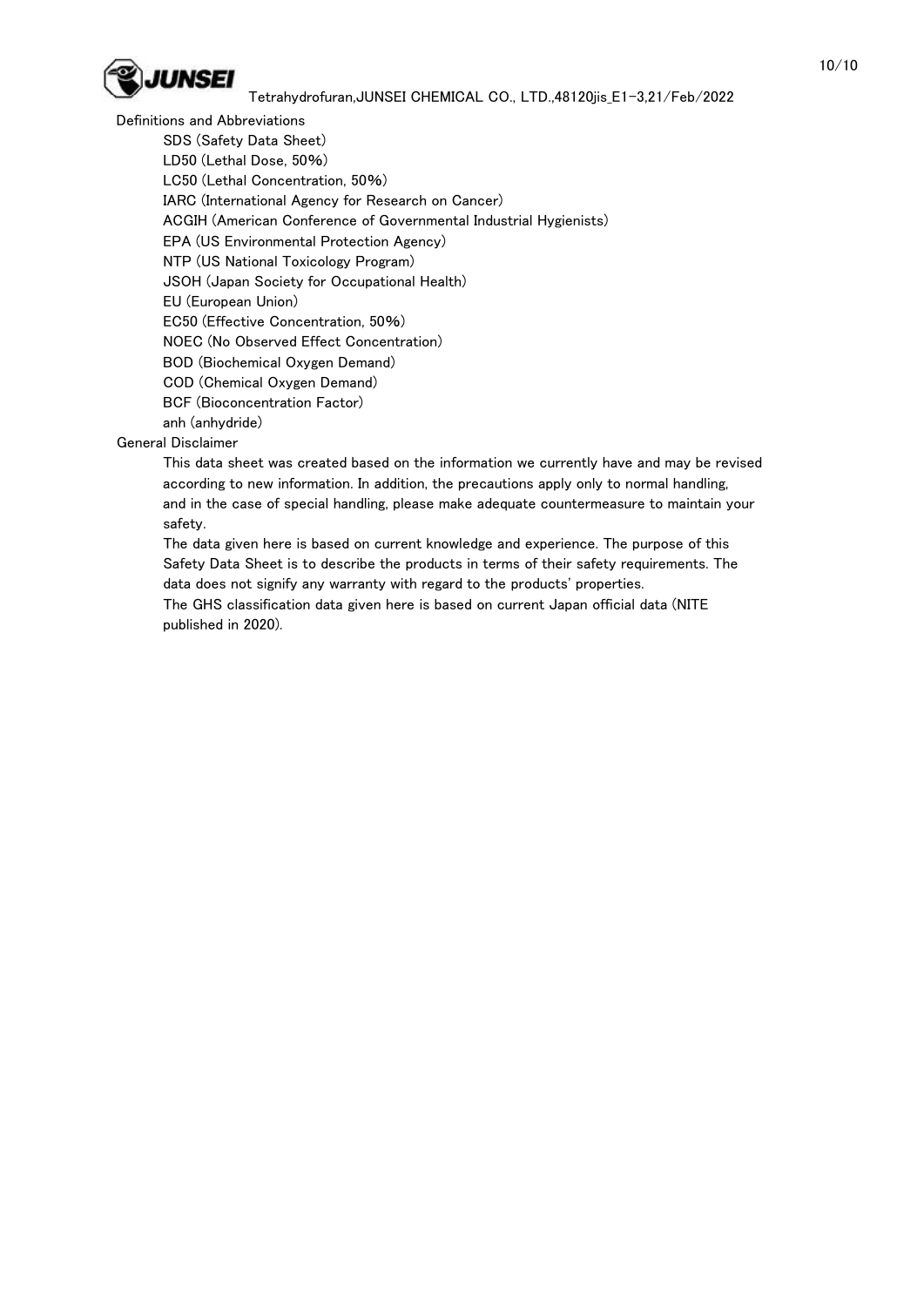Definitions and Abbreviations

- SDS (Safety Data Sheet)
- LD50 (Lethal Dose, 50%)
- LC50 (Lethal Concentration, 50%)
- IARC (International Agency for Research on Cancer)
- ACGIH (American Conference of Governmental Industrial Hygienists)
- EPA (US Environmental Protection Agency)
- NTP (US National Toxicology Program)
- JSOH (Japan Society for Occupational Health)
- EU (European Union)
- EC50 (Effective Concentration, 50%)
- NOEC (No Observed Effect Concentration)
- BOD (Biochemical Oxygen Demand)
- COD (Chemical Oxygen Demand)
- BCF (Bioconcentration Factor)
- anh (anhydride)

General Disclaimer

This data sheet was created based on the information we currently have and may be revised according to new information. In addition, the precautions apply only to normal handling, and in the case of special handling, please make adequate countermeasure to maintain your safety.

The data given here is based on current knowledge and experience. The purpose of this Safety Data Sheet is to describe the products in terms of their safety requirements. The data does not signify any warranty with regard to the products' properties.

The GHS classification data given here is based on current Japan official data (NITE published in 2020).